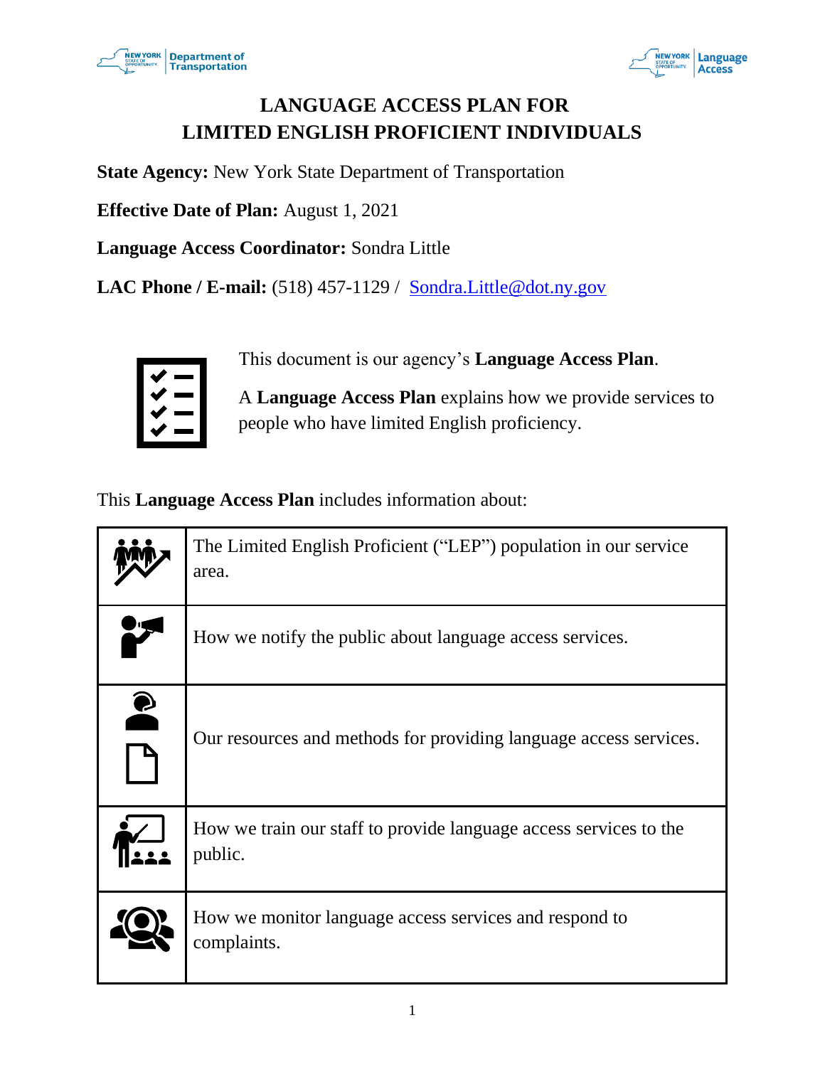# LANGUAGE ACCESS PLAN FOR LIMITED ENGLISH PROFICIENT INDIVIDUALS

**State Agency:** New York State Department of Transportation

**Effective Date of Plan:** August 1, 2021

**Language Access Coordinator:** Sondra Little

**LAC Phone / E-mail:** (518) 457-1129 / Sondra.Little@dot.ny.gov

This document is our agency's **Language Access Plan**.

A **Language Access Plan** explains how we provide services to people who have limited English proficiency.

This **Language Access Plan** includes information about:

| | |
|---|---|
| | The Limited English Proficient ("LEP") population in our service area. |
| | How we notify the public about language access services. |
| | Our resources and methods for providing language access services. |
| | How we train our staff to provide language access services to the public. |
| | How we monitor language access services and respond to complaints. |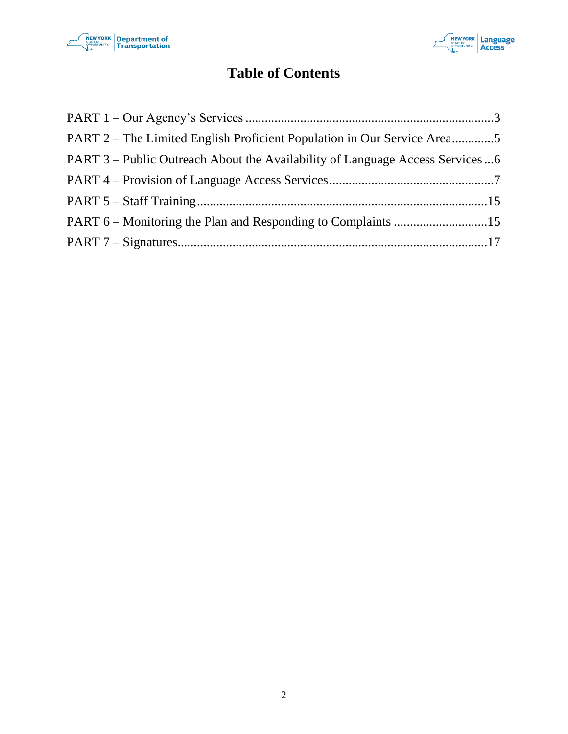# Table of Contents

PART 1 – Our Agency's Services ............................................................................3

PART 2 – The Limited English Proficient Population in Our Service Area.............5

PART 3 – Public Outreach About the Availability of Language Access Services ...6

PART 4 – Provision of Language Access Services..................................................7

PART 5 – Staff Training.........................................................................................15

PART 6 – Monitoring the Plan and Responding to Complaints .............................15

PART 7 – Signatures..............................................................................................17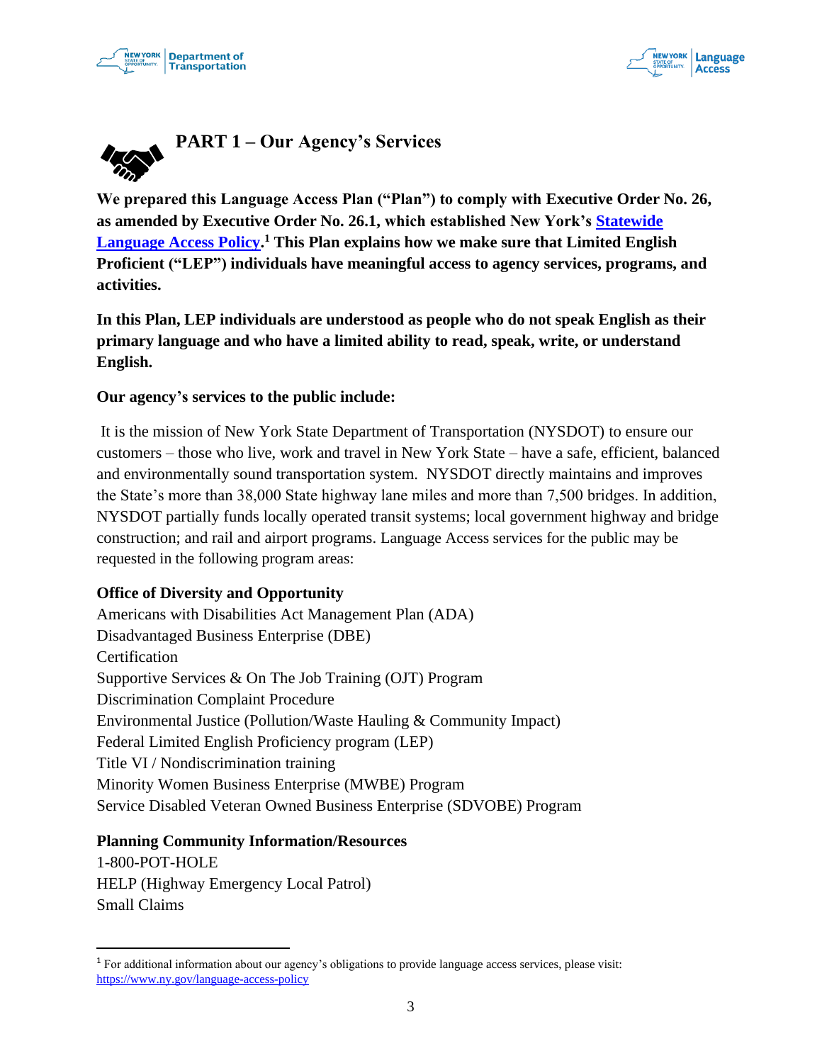# PART 1 – Our Agency's Services

**We prepared this Language Access Plan ("Plan") to comply with Executive Order No. 26, as amended by Executive Order No. 26.1, which established New York's [Statewide Language Access Policy](https://www.ny.gov/language-access-policy).[1] This Plan explains how we make sure that Limited English Proficient ("LEP") individuals have meaningful access to agency services, programs, and activities.**

**In this Plan, LEP individuals are understood as people who do not speak English as their primary language and who have a limited ability to read, speak, write, or understand English.**

**Our agency's services to the public include:**

It is the mission of New York State Department of Transportation (NYSDOT) to ensure our customers – those who live, work and travel in New York State – have a safe, efficient, balanced and environmentally sound transportation system. NYSDOT directly maintains and improves the State's more than 38,000 State highway lane miles and more than 7,500 bridges. In addition, NYSDOT partially funds locally operated transit systems; local government highway and bridge construction; and rail and airport programs. Language Access services for the public may be requested in the following program areas:

**Office of Diversity and Opportunity**
Americans with Disabilities Act Management Plan (ADA)
Disadvantaged Business Enterprise (DBE)
Certification
Supportive Services & On The Job Training (OJT) Program
Discrimination Complaint Procedure
Environmental Justice (Pollution/Waste Hauling & Community Impact)
Federal Limited English Proficiency program (LEP)
Title VI / Nondiscrimination training
Minority Women Business Enterprise (MWBE) Program
Service Disabled Veteran Owned Business Enterprise (SDVOBE) Program

**Planning Community Information/Resources**
1-800-POT-HOLE
HELP (Highway Emergency Local Patrol)
Small Claims

---

[1] For additional information about our agency's obligations to provide language access services, please visit: https://www.ny.gov/language-access-policy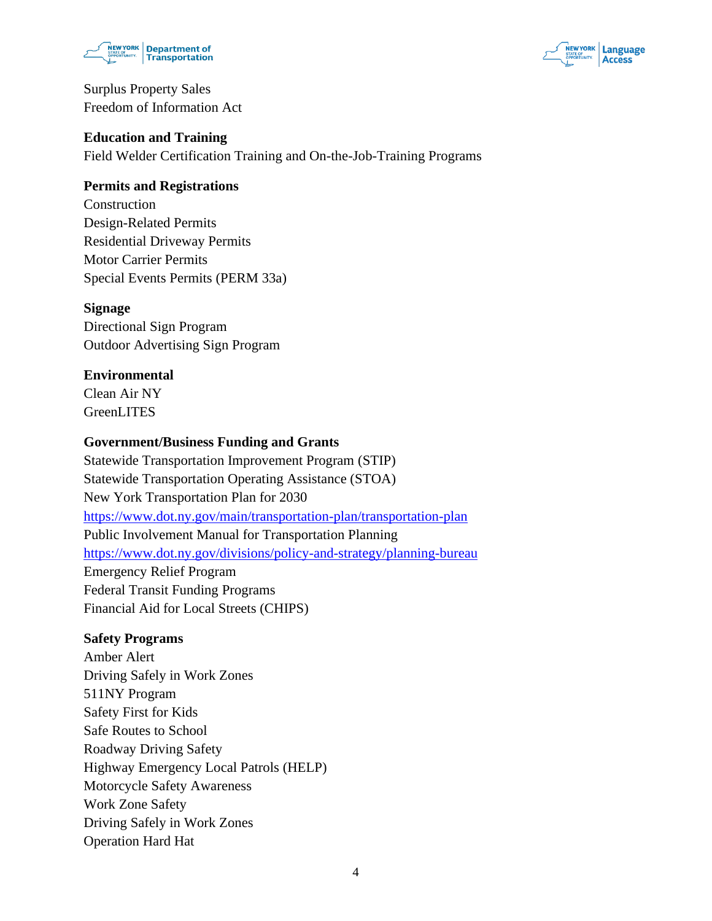Surplus Property Sales
Freedom of Information Act

**Education and Training**
Field Welder Certification Training and On-the-Job-Training Programs

**Permits and Registrations**
Construction
Design-Related Permits
Residential Driveway Permits
Motor Carrier Permits
Special Events Permits (PERM 33a)

**Signage**
Directional Sign Program
Outdoor Advertising Sign Program

**Environmental**
Clean Air NY
GreenLITES

**Government/Business Funding and Grants**
Statewide Transportation Improvement Program (STIP)
Statewide Transportation Operating Assistance (STOA)
New York Transportation Plan for 2030
https://www.dot.ny.gov/main/transportation-plan/transportation-plan
Public Involvement Manual for Transportation Planning
https://www.dot.ny.gov/divisions/policy-and-strategy/planning-bureau
Emergency Relief Program
Federal Transit Funding Programs
Financial Aid for Local Streets (CHIPS)

**Safety Programs**
Amber Alert
Driving Safely in Work Zones
511NY Program
Safety First for Kids
Safe Routes to School
Roadway Driving Safety
Highway Emergency Local Patrols (HELP)
Motorcycle Safety Awareness
Work Zone Safety
Driving Safely in Work Zones
Operation Hard Hat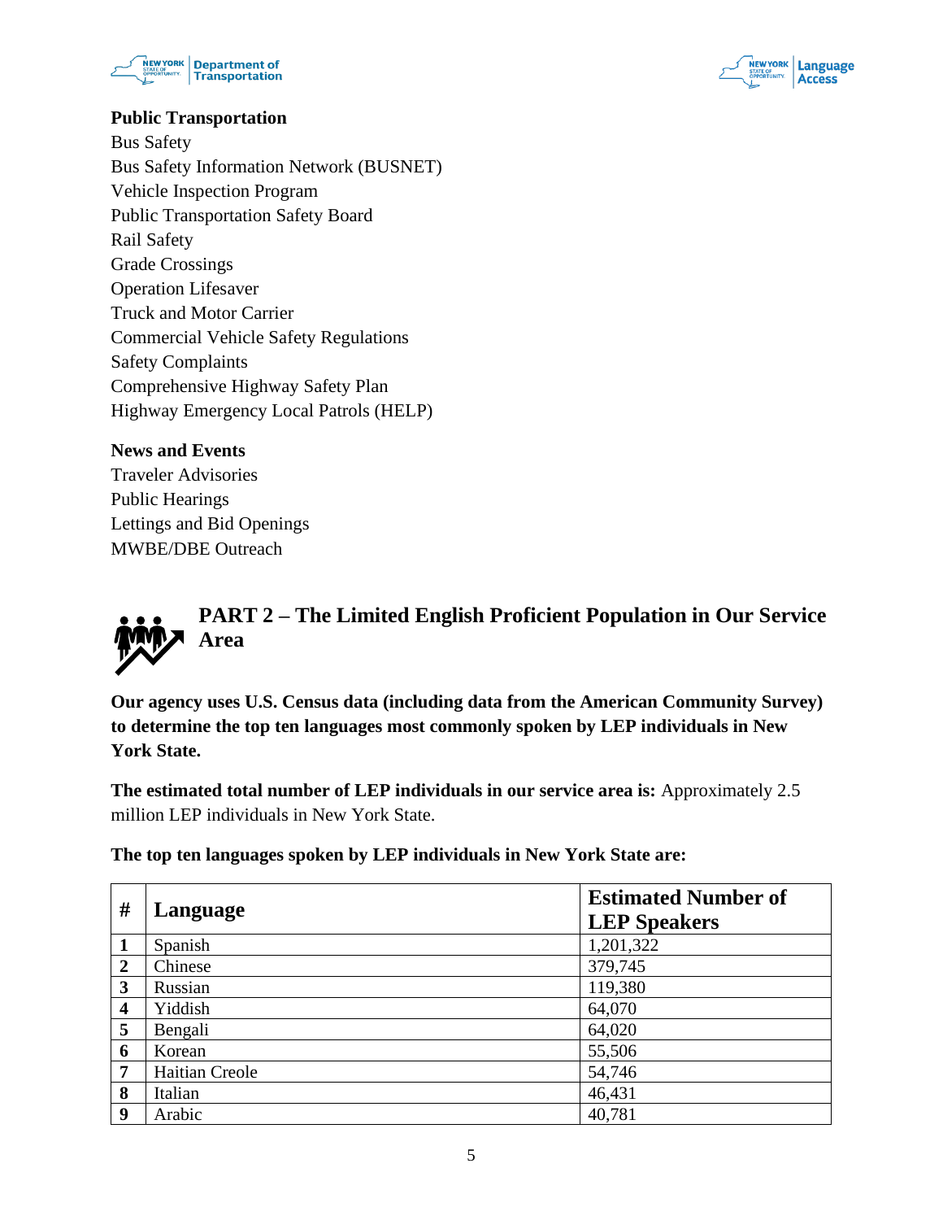**Public Transportation**

Bus Safety
Bus Safety Information Network (BUSNET)
Vehicle Inspection Program
Public Transportation Safety Board
Rail Safety
Grade Crossings
Operation Lifesaver
Truck and Motor Carrier
Commercial Vehicle Safety Regulations
Safety Complaints
Comprehensive Highway Safety Plan
Highway Emergency Local Patrols (HELP)

**News and Events**

Traveler Advisories
Public Hearings
Lettings and Bid Openings
MWBE/DBE Outreach

## PART 2 – The Limited English Proficient Population in Our Service Area

**Our agency uses U.S. Census data (including data from the American Community Survey) to determine the top ten languages most commonly spoken by LEP individuals in New York State.**

**The estimated total number of LEP individuals in our service area is:** Approximately 2.5 million LEP individuals in New York State.

**The top ten languages spoken by LEP individuals in New York State are:**

| # | Language | Estimated Number of LEP Speakers |
|---|---|---|
| **1** | Spanish | 1,201,322 |
| **2** | Chinese | 379,745 |
| **3** | Russian | 119,380 |
| **4** | Yiddish | 64,070 |
| **5** | Bengali | 64,020 |
| **6** | Korean | 55,506 |
| **7** | Haitian Creole | 54,746 |
| **8** | Italian | 46,431 |
| **9** | Arabic | 40,781 |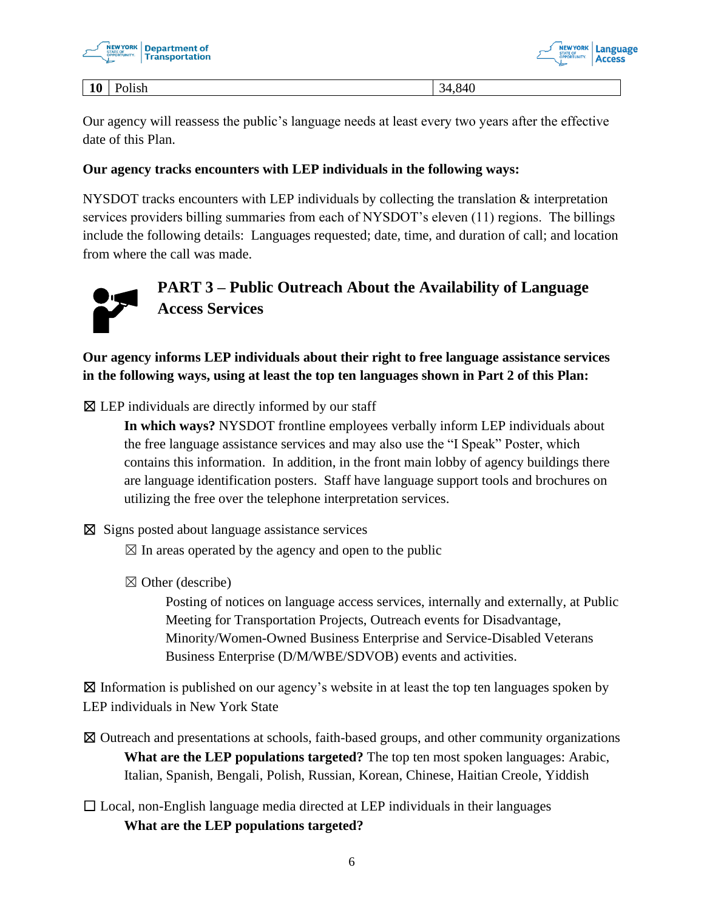| | | |
|---|---|---|
| **10** | Polish | 34,840 |

Our agency will reassess the public's language needs at least every two years after the effective date of this Plan.

**Our agency tracks encounters with LEP individuals in the following ways:**

NYSDOT tracks encounters with LEP individuals by collecting the translation & interpretation services providers billing summaries from each of NYSDOT's eleven (11) regions. The billings include the following details: Languages requested; date, time, and duration of call; and location from where the call was made.

## PART 3 – Public Outreach About the Availability of Language Access Services

**Our agency informs LEP individuals about their right to free language assistance services in the following ways, using at least the top ten languages shown in Part 2 of this Plan:**

☒ LEP individuals are directly informed by our staff

**In which ways?** NYSDOT frontline employees verbally inform LEP individuals about the free language assistance services and may also use the "I Speak" Poster, which contains this information. In addition, in the front main lobby of agency buildings there are language identification posters. Staff have language support tools and brochures on utilizing the free over the telephone interpretation services.

☒ Signs posted about language assistance services

☒ In areas operated by the agency and open to the public

☒ Other (describe)

Posting of notices on language access services, internally and externally, at Public Meeting for Transportation Projects, Outreach events for Disadvantage, Minority/Women-Owned Business Enterprise and Service-Disabled Veterans Business Enterprise (D/M/WBE/SDVOB) events and activities.

☒ Information is published on our agency's website in at least the top ten languages spoken by LEP individuals in New York State

☒ Outreach and presentations at schools, faith-based groups, and other community organizations

**What are the LEP populations targeted?** The top ten most spoken languages: Arabic, Italian, Spanish, Bengali, Polish, Russian, Korean, Chinese, Haitian Creole, Yiddish

☐ Local, non-English language media directed at LEP individuals in their languages

**What are the LEP populations targeted?**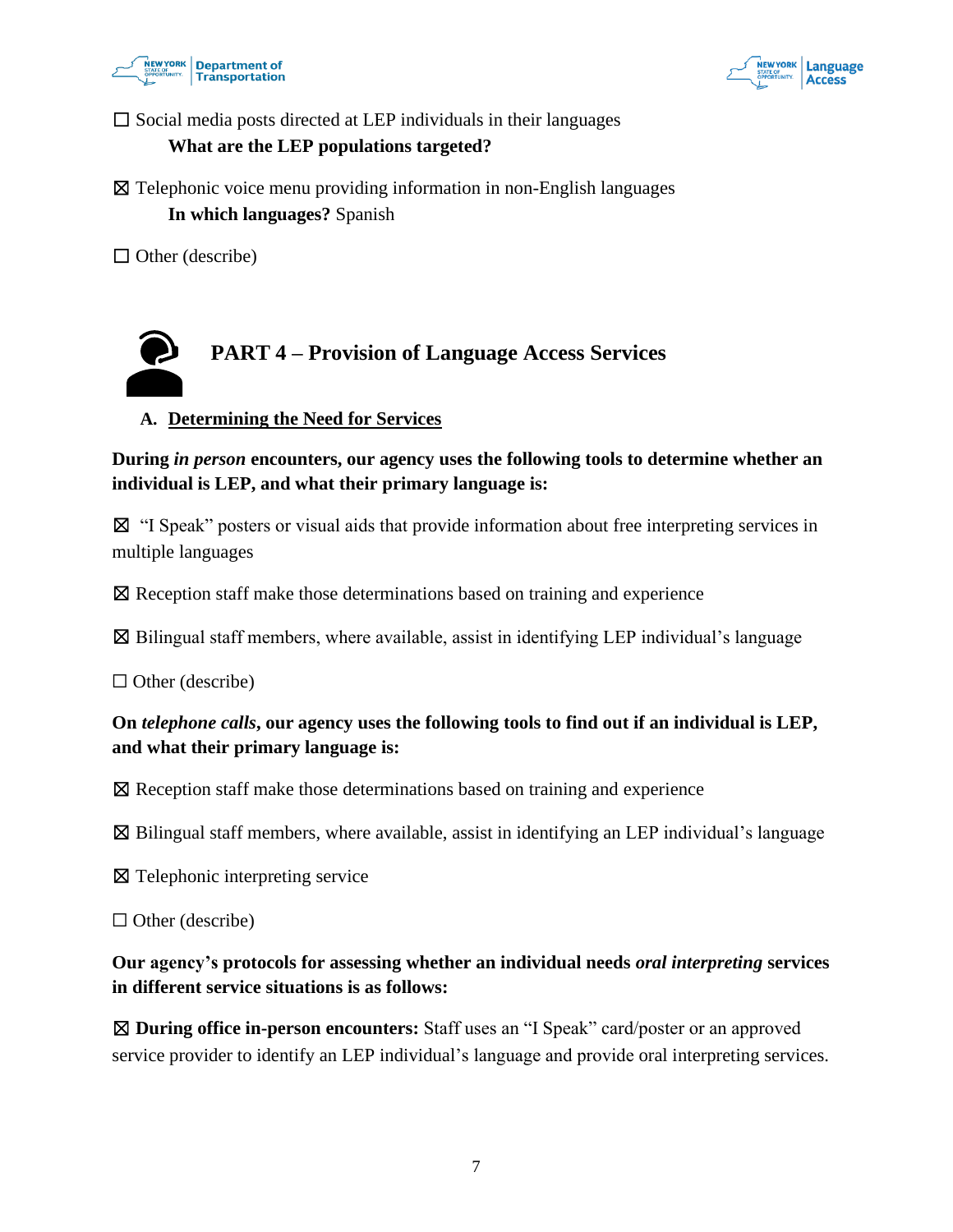☐ Social media posts directed at LEP individuals in their languages

**What are the LEP populations targeted?**

☒ Telephonic voice menu providing information in non-English languages

**In which languages?** Spanish

☐ Other (describe)

## PART 4 – Provision of Language Access Services

### A. Determining the Need for Services

**During *in person* encounters, our agency uses the following tools to determine whether an individual is LEP, and what their primary language is:**

☒ "I Speak" posters or visual aids that provide information about free interpreting services in multiple languages

☒ Reception staff make those determinations based on training and experience

☒ Bilingual staff members, where available, assist in identifying LEP individual's language

☐ Other (describe)

**On *telephone calls*, our agency uses the following tools to find out if an individual is LEP, and what their primary language is:**

☒ Reception staff make those determinations based on training and experience

☒ Bilingual staff members, where available, assist in identifying an LEP individual's language

☒ Telephonic interpreting service

☐ Other (describe)

**Our agency's protocols for assessing whether an individual needs *oral interpreting* services in different service situations is as follows:**

☒ **During office in-person encounters:** Staff uses an "I Speak" card/poster or an approved service provider to identify an LEP individual's language and provide oral interpreting services.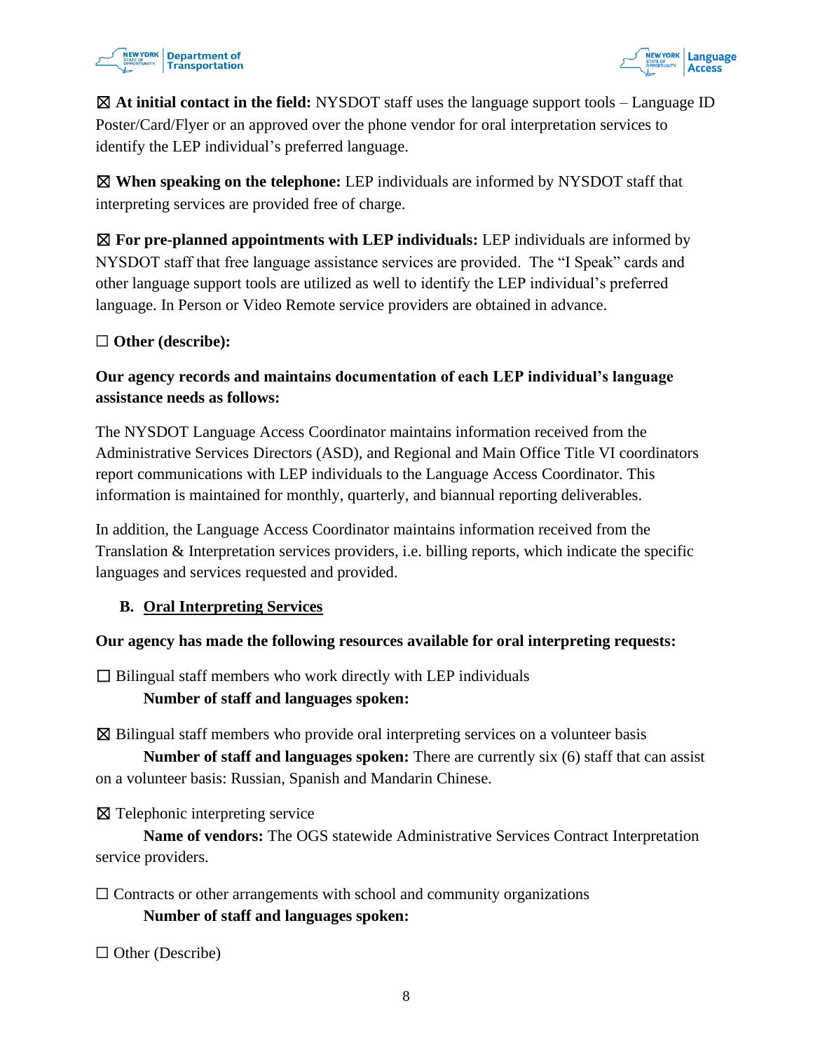☒ **At initial contact in the field:** NYSDOT staff uses the language support tools – Language ID Poster/Card/Flyer or an approved over the phone vendor for oral interpretation services to identify the LEP individual's preferred language.

☒ **When speaking on the telephone:** LEP individuals are informed by NYSDOT staff that interpreting services are provided free of charge.

☒ **For pre-planned appointments with LEP individuals:** LEP individuals are informed by NYSDOT staff that free language assistance services are provided. The "I Speak" cards and other language support tools are utilized as well to identify the LEP individual's preferred language. In Person or Video Remote service providers are obtained in advance.

☐ **Other (describe):**

**Our agency records and maintains documentation of each LEP individual's language assistance needs as follows:**

The NYSDOT Language Access Coordinator maintains information received from the Administrative Services Directors (ASD), and Regional and Main Office Title VI coordinators report communications with LEP individuals to the Language Access Coordinator. This information is maintained for monthly, quarterly, and biannual reporting deliverables.

In addition, the Language Access Coordinator maintains information received from the Translation & Interpretation services providers, i.e. billing reports, which indicate the specific languages and services requested and provided.

### B. <u>Oral Interpreting Services</u>

**Our agency has made the following resources available for oral interpreting requests:**

☐ Bilingual staff members who work directly with LEP individuals
**Number of staff and languages spoken:**

☒ Bilingual staff members who provide oral interpreting services on a volunteer basis
**Number of staff and languages spoken:** There are currently six (6) staff that can assist on a volunteer basis: Russian, Spanish and Mandarin Chinese.

☒ Telephonic interpreting service
**Name of vendors:** The OGS statewide Administrative Services Contract Interpretation service providers.

☐ Contracts or other arrangements with school and community organizations
**Number of staff and languages spoken:**

☐ Other (Describe)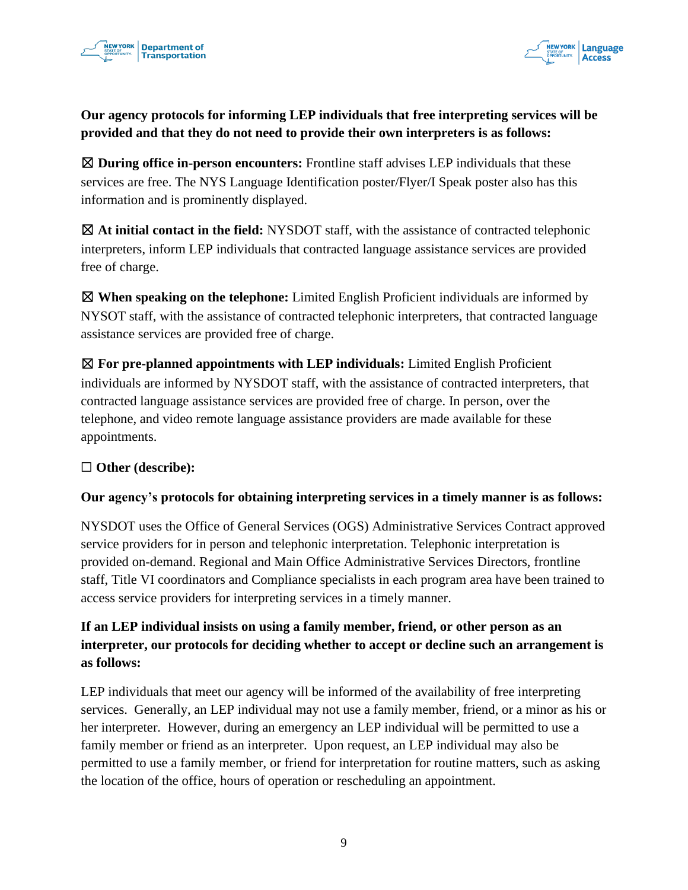**Our agency protocols for informing LEP individuals that free interpreting services will be provided and that they do not need to provide their own interpreters is as follows:**

☒ **During office in-person encounters:** Frontline staff advises LEP individuals that these services are free. The NYS Language Identification poster/Flyer/I Speak poster also has this information and is prominently displayed.

☒ **At initial contact in the field:** NYSDOT staff, with the assistance of contracted telephonic interpreters, inform LEP individuals that contracted language assistance services are provided free of charge.

☒ **When speaking on the telephone:** Limited English Proficient individuals are informed by NYSOT staff, with the assistance of contracted telephonic interpreters, that contracted language assistance services are provided free of charge.

☒ **For pre-planned appointments with LEP individuals:** Limited English Proficient individuals are informed by NYSDOT staff, with the assistance of contracted interpreters, that contracted language assistance services are provided free of charge. In person, over the telephone, and video remote language assistance providers are made available for these appointments.

☐ **Other (describe):**

**Our agency's protocols for obtaining interpreting services in a timely manner is as follows:**

NYSDOT uses the Office of General Services (OGS) Administrative Services Contract approved service providers for in person and telephonic interpretation. Telephonic interpretation is provided on-demand. Regional and Main Office Administrative Services Directors, frontline staff, Title VI coordinators and Compliance specialists in each program area have been trained to access service providers for interpreting services in a timely manner.

**If an LEP individual insists on using a family member, friend, or other person as an interpreter, our protocols for deciding whether to accept or decline such an arrangement is as follows:**

LEP individuals that meet our agency will be informed of the availability of free interpreting services. Generally, an LEP individual may not use a family member, friend, or a minor as his or her interpreter. However, during an emergency an LEP individual will be permitted to use a family member or friend as an interpreter. Upon request, an LEP individual may also be permitted to use a family member, or friend for interpretation for routine matters, such as asking the location of the office, hours of operation or rescheduling an appointment.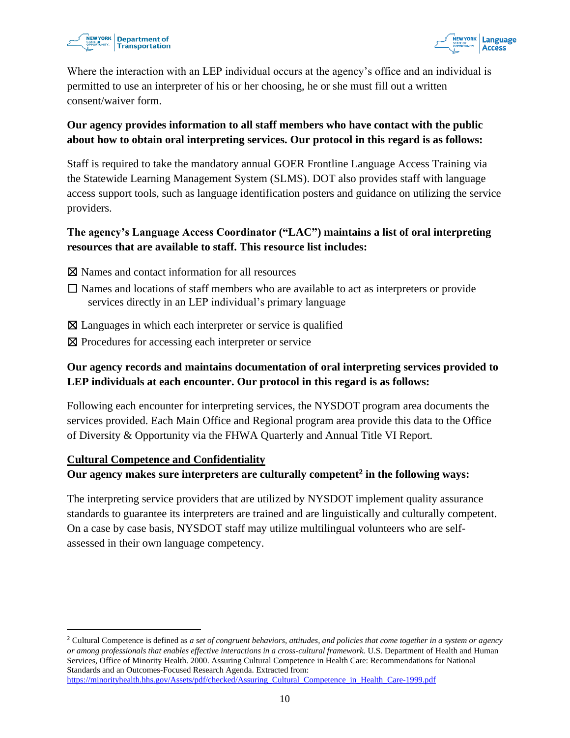Where the interaction with an LEP individual occurs at the agency's office and an individual is permitted to use an interpreter of his or her choosing, he or she must fill out a written consent/waiver form.

**Our agency provides information to all staff members who have contact with the public about how to obtain oral interpreting services. Our protocol in this regard is as follows:**

Staff is required to take the mandatory annual GOER Frontline Language Access Training via the Statewide Learning Management System (SLMS). DOT also provides staff with language access support tools, such as language identification posters and guidance on utilizing the service providers.

**The agency's Language Access Coordinator ("LAC") maintains a list of oral interpreting resources that are available to staff. This resource list includes:**

☒ Names and contact information for all resources

☐ Names and locations of staff members who are available to act as interpreters or provide services directly in an LEP individual's primary language

☒ Languages in which each interpreter or service is qualified

☒ Procedures for accessing each interpreter or service

**Our agency records and maintains documentation of oral interpreting services provided to LEP individuals at each encounter. Our protocol in this regard is as follows:**

Following each encounter for interpreting services, the NYSDOT program area documents the services provided. Each Main Office and Regional program area provide this data to the Office of Diversity & Opportunity via the FHWA Quarterly and Annual Title VI Report.

<u>**Cultural Competence and Confidentiality**</u>

**Our agency makes sure interpreters are culturally competent[2] in the following ways:**

The interpreting service providers that are utilized by NYSDOT implement quality assurance standards to guarantee its interpreters are trained and are linguistically and culturally competent. On a case by case basis, NYSDOT staff may utilize multilingual volunteers who are self-assessed in their own language competency.

---

[2] Cultural Competence is defined as *a set of congruent behaviors, attitudes, and policies that come together in a system or agency or among professionals that enables effective interactions in a cross-cultural framework.* U.S. Department of Health and Human Services, Office of Minority Health. 2000. Assuring Cultural Competence in Health Care: Recommendations for National Standards and an Outcomes-Focused Research Agenda. Extracted from: https://minorityhealth.hhs.gov/Assets/pdf/checked/Assuring_Cultural_Competence_in_Health_Care-1999.pdf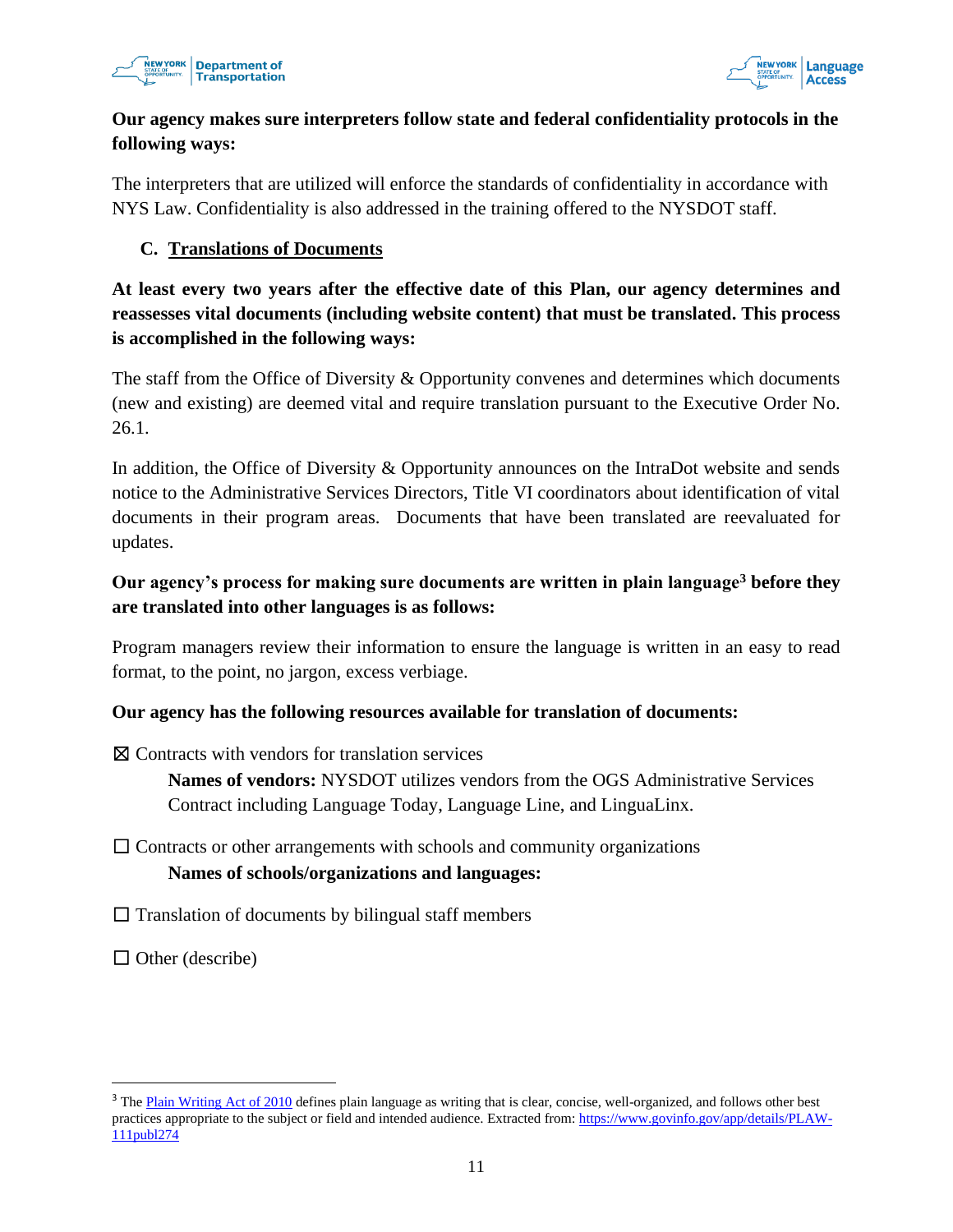**Our agency makes sure interpreters follow state and federal confidentiality protocols in the following ways:**

The interpreters that are utilized will enforce the standards of confidentiality in accordance with NYS Law. Confidentiality is also addressed in the training offered to the NYSDOT staff.

### C. Translations of Documents

**At least every two years after the effective date of this Plan, our agency determines and reassesses vital documents (including website content) that must be translated. This process is accomplished in the following ways:**

The staff from the Office of Diversity & Opportunity convenes and determines which documents (new and existing) are deemed vital and require translation pursuant to the Executive Order No. 26.1.

In addition, the Office of Diversity & Opportunity announces on the IntraDot website and sends notice to the Administrative Services Directors, Title VI coordinators about identification of vital documents in their program areas. Documents that have been translated are reevaluated for updates.

**Our agency's process for making sure documents are written in plain language[3] before they are translated into other languages is as follows:**

Program managers review their information to ensure the language is written in an easy to read format, to the point, no jargon, excess verbiage.

**Our agency has the following resources available for translation of documents:**

☒ Contracts with vendors for translation services

**Names of vendors:** NYSDOT utilizes vendors from the OGS Administrative Services Contract including Language Today, Language Line, and LinguaLinx.

☐ Contracts or other arrangements with schools and community organizations

**Names of schools/organizations and languages:**

☐ Translation of documents by bilingual staff members

☐ Other (describe)

---

[3] The Plain Writing Act of 2010 defines plain language as writing that is clear, concise, well-organized, and follows other best practices appropriate to the subject or field and intended audience. Extracted from: https://www.govinfo.gov/app/details/PLAW-111publ274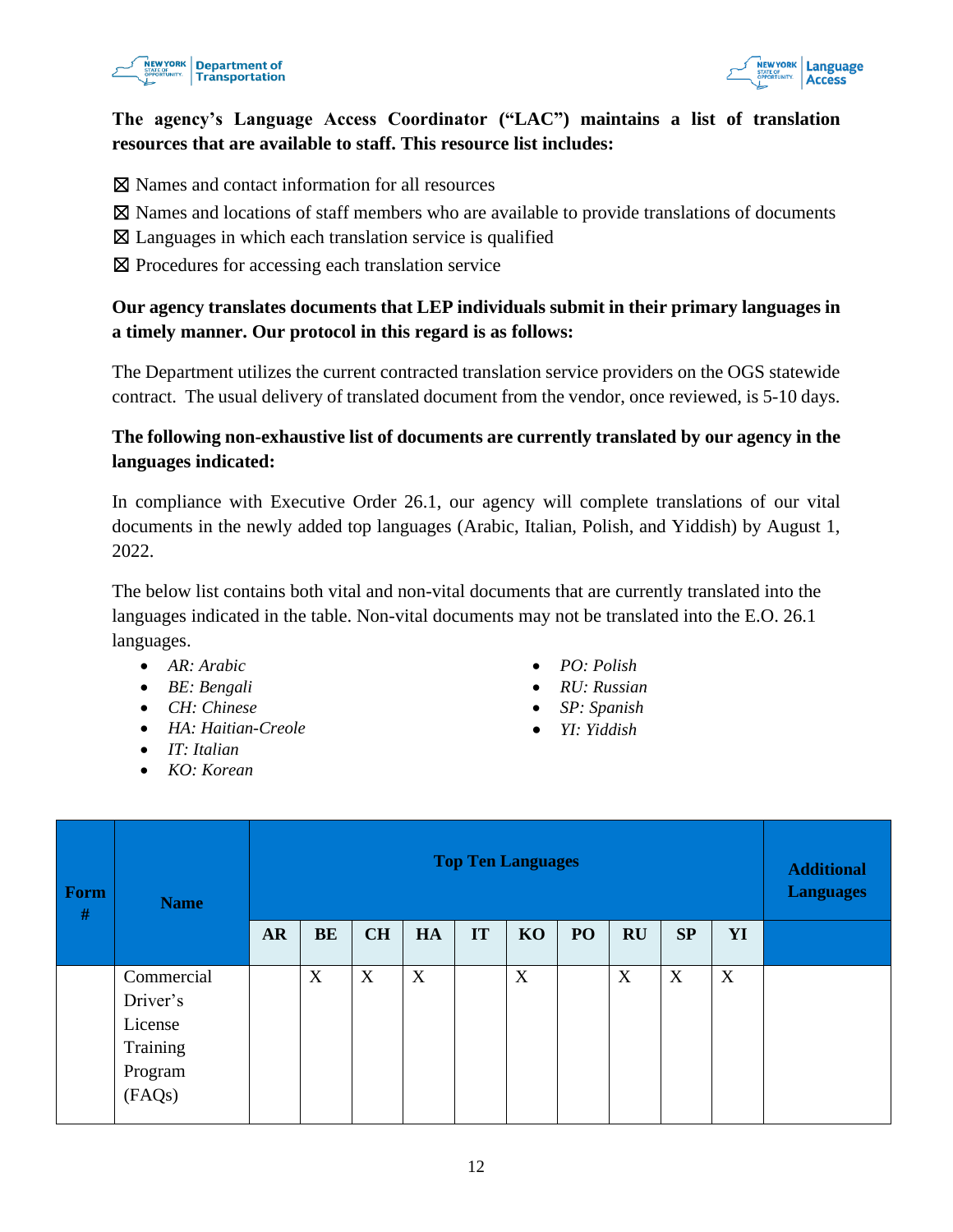**The agency's Language Access Coordinator ("LAC") maintains a list of translation resources that are available to staff. This resource list includes:**

☒ Names and contact information for all resources

☒ Names and locations of staff members who are available to provide translations of documents

☒ Languages in which each translation service is qualified

☒ Procedures for accessing each translation service

**Our agency translates documents that LEP individuals submit in their primary languages in a timely manner. Our protocol in this regard is as follows:**

The Department utilizes the current contracted translation service providers on the OGS statewide contract. The usual delivery of translated document from the vendor, once reviewed, is 5-10 days.

**The following non-exhaustive list of documents are currently translated by our agency in the languages indicated:**

In compliance with Executive Order 26.1, our agency will complete translations of our vital documents in the newly added top languages (Arabic, Italian, Polish, and Yiddish) by August 1, 2022.

The below list contains both vital and non-vital documents that are currently translated into the languages indicated in the table. Non-vital documents may not be translated into the E.O. 26.1 languages.

- *AR: Arabic*
- *BE: Bengali*
- *CH: Chinese*
- *HA: Haitian-Creole*
- *IT: Italian*
- *KO: Korean*
- *PO: Polish*
- *RU: Russian*
- *SP: Spanish*
- *YI: Yiddish*

| Form # | Name | Top Ten Languages | | | | | | | | | | Additional Languages |
|---|---|---|---|---|---|---|---|---|---|---|---|---|
| | | AR | BE | CH | HA | IT | KO | PO | RU | SP | YI | |
| | Commercial Driver's License Training Program (FAQs) | | X | X | X | | X | | X | X | X | |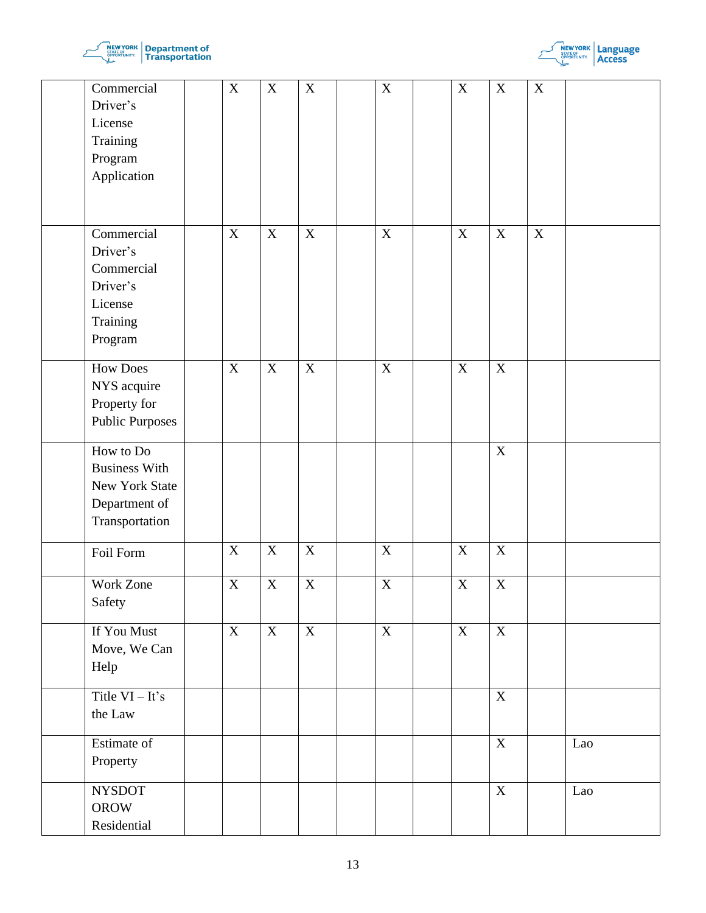| | | | | | | | | | | | | |
|---|---|---|---|---|---|---|---|---|---|---|---|---|
| | Commercial Driver's License Training Program Application | | X | X | X | | X | | X | X | X | |
| | Commercial Driver's Commercial Driver's License Training Program | | X | X | X | | X | | X | X | X | |
| | How Does NYS acquire Property for Public Purposes | | X | X | X | | X | | X | X | | |
| | How to Do Business With New York State Department of Transportation | | | | | | | | | X | | |
| | Foil Form | | X | X | X | | X | | X | X | | |
| | Work Zone Safety | | X | X | X | | X | | X | X | | |
| | If You Must Move, We Can Help | | X | X | X | | X | | X | X | | |
| | Title VI – It's the Law | | | | | | | | | X | | |
| | Estimate of Property | | | | | | | | | X | | Lao |
| | NYSDOT OROW Residential | | | | | | | | | X | | Lao |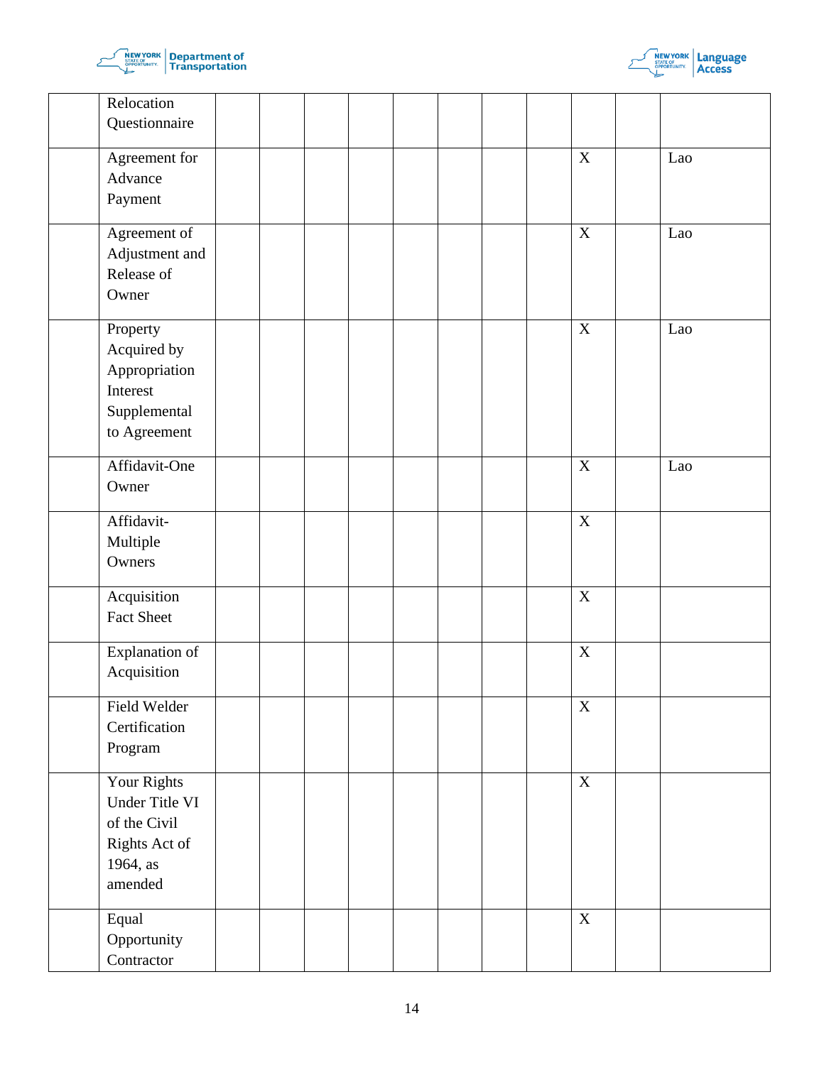| | | | | | | | | | | | | |
|---|---|---|---|---|---|---|---|---|---|---|---|---|
| | Relocation Questionnaire | | | | | | | | | | | |
| | Agreement for Advance Payment | | | | | | | | | X | | Lao |
| | Agreement of Adjustment and Release of Owner | | | | | | | | | X | | Lao |
| | Property Acquired by Appropriation Interest Supplemental to Agreement | | | | | | | | | X | | Lao |
| | Affidavit-One Owner | | | | | | | | | X | | Lao |
| | Affidavit-Multiple Owners | | | | | | | | | X | | |
| | Acquisition Fact Sheet | | | | | | | | | X | | |
| | Explanation of Acquisition | | | | | | | | | X | | |
| | Field Welder Certification Program | | | | | | | | | X | | |
| | Your Rights Under Title VI of the Civil Rights Act of 1964, as amended | | | | | | | | | X | | |
| | Equal Opportunity Contractor | | | | | | | | | X | | |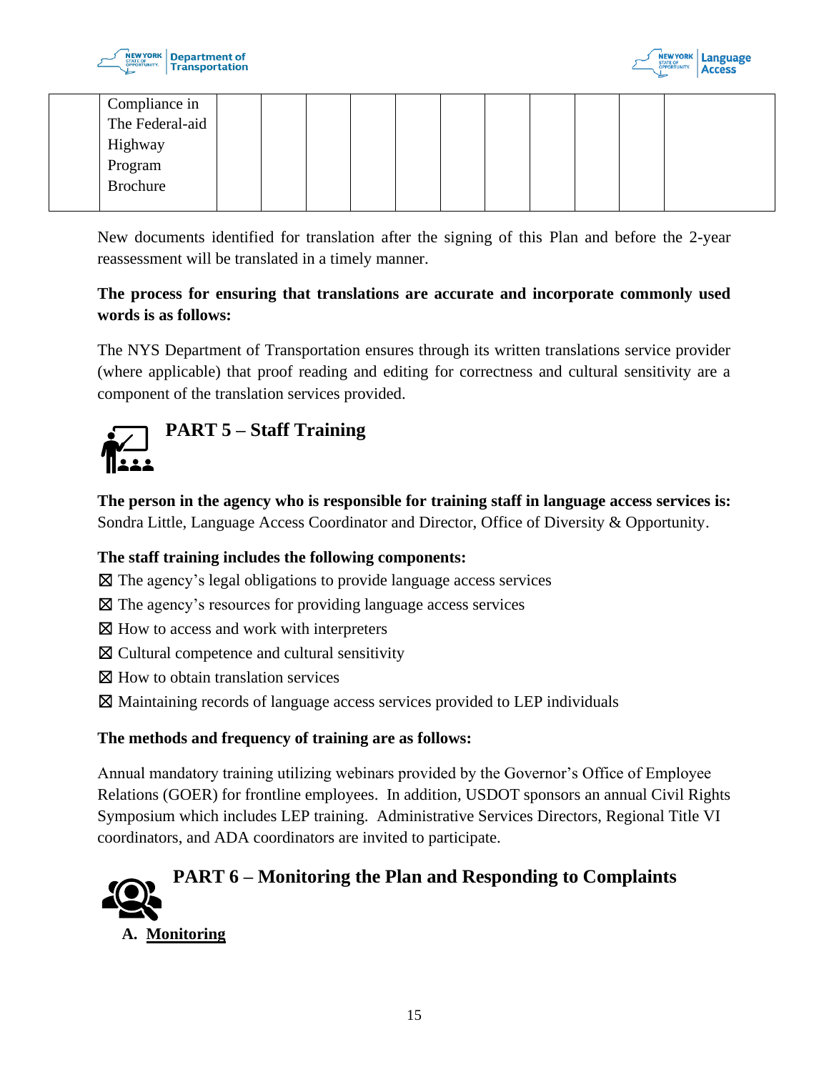|  | Compliance in The Federal-aid Highway Program Brochure |  |  |  |  |  |  |  |  |  |  |  |
|---|---|---|---|---|---|---|---|---|---|---|---|---|

New documents identified for translation after the signing of this Plan and before the 2-year reassessment will be translated in a timely manner.

**The process for ensuring that translations are accurate and incorporate commonly used words is as follows:**

The NYS Department of Transportation ensures through its written translations service provider (where applicable) that proof reading and editing for correctness and cultural sensitivity are a component of the translation services provided.

## PART 5 – Staff Training

**The person in the agency who is responsible for training staff in language access services is:** Sondra Little, Language Access Coordinator and Director, Office of Diversity & Opportunity.

**The staff training includes the following components:**

☒ The agency's legal obligations to provide language access services
☒ The agency's resources for providing language access services
☒ How to access and work with interpreters
☒ Cultural competence and cultural sensitivity
☒ How to obtain translation services
☒ Maintaining records of language access services provided to LEP individuals

**The methods and frequency of training are as follows:**

Annual mandatory training utilizing webinars provided by the Governor's Office of Employee Relations (GOER) for frontline employees. In addition, USDOT sponsors an annual Civil Rights Symposium which includes LEP training. Administrative Services Directors, Regional Title VI coordinators, and ADA coordinators are invited to participate.

## PART 6 – Monitoring the Plan and Responding to Complaints

### A. Monitoring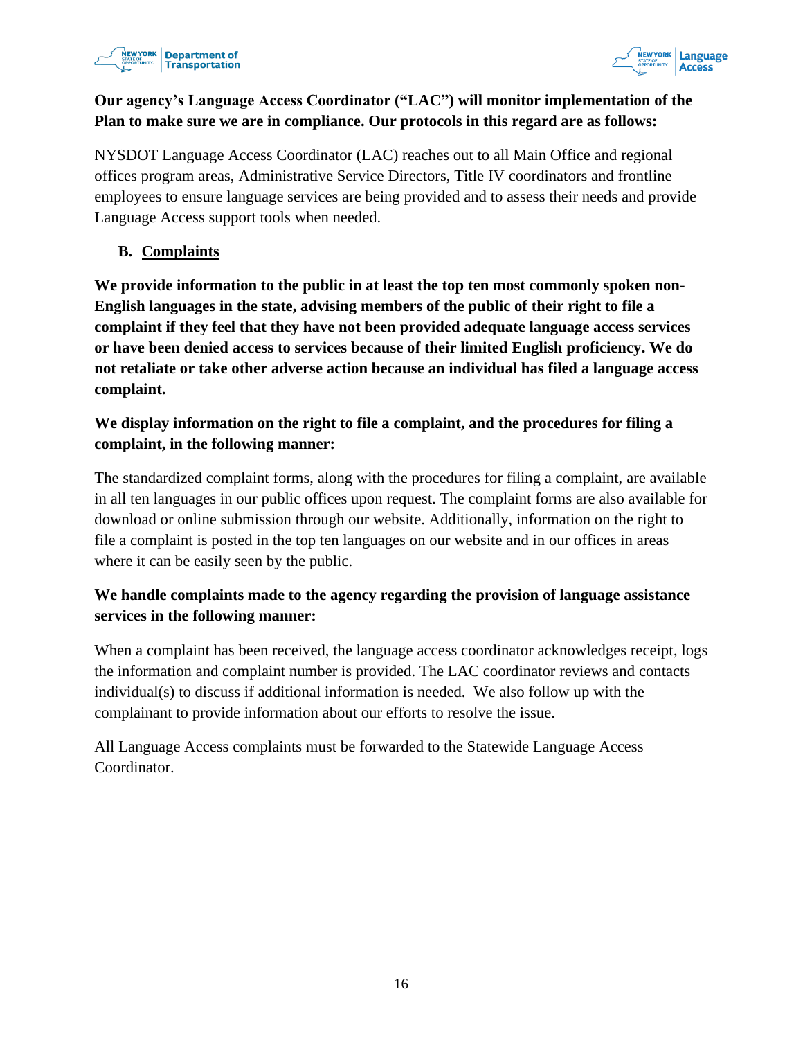**Our agency's Language Access Coordinator ("LAC") will monitor implementation of the Plan to make sure we are in compliance. Our protocols in this regard are as follows:**

NYSDOT Language Access Coordinator (LAC) reaches out to all Main Office and regional offices program areas, Administrative Service Directors, Title IV coordinators and frontline employees to ensure language services are being provided and to assess their needs and provide Language Access support tools when needed.

### B. <u>Complaints</u>

**We provide information to the public in at least the top ten most commonly spoken non-English languages in the state, advising members of the public of their right to file a complaint if they feel that they have not been provided adequate language access services or have been denied access to services because of their limited English proficiency. We do not retaliate or take other adverse action because an individual has filed a language access complaint.**

**We display information on the right to file a complaint, and the procedures for filing a complaint, in the following manner:**

The standardized complaint forms, along with the procedures for filing a complaint, are available in all ten languages in our public offices upon request. The complaint forms are also available for download or online submission through our website. Additionally, information on the right to file a complaint is posted in the top ten languages on our website and in our offices in areas where it can be easily seen by the public.

**We handle complaints made to the agency regarding the provision of language assistance services in the following manner:**

When a complaint has been received, the language access coordinator acknowledges receipt, logs the information and complaint number is provided. The LAC coordinator reviews and contacts individual(s) to discuss if additional information is needed. We also follow up with the complainant to provide information about our efforts to resolve the issue.

All Language Access complaints must be forwarded to the Statewide Language Access Coordinator.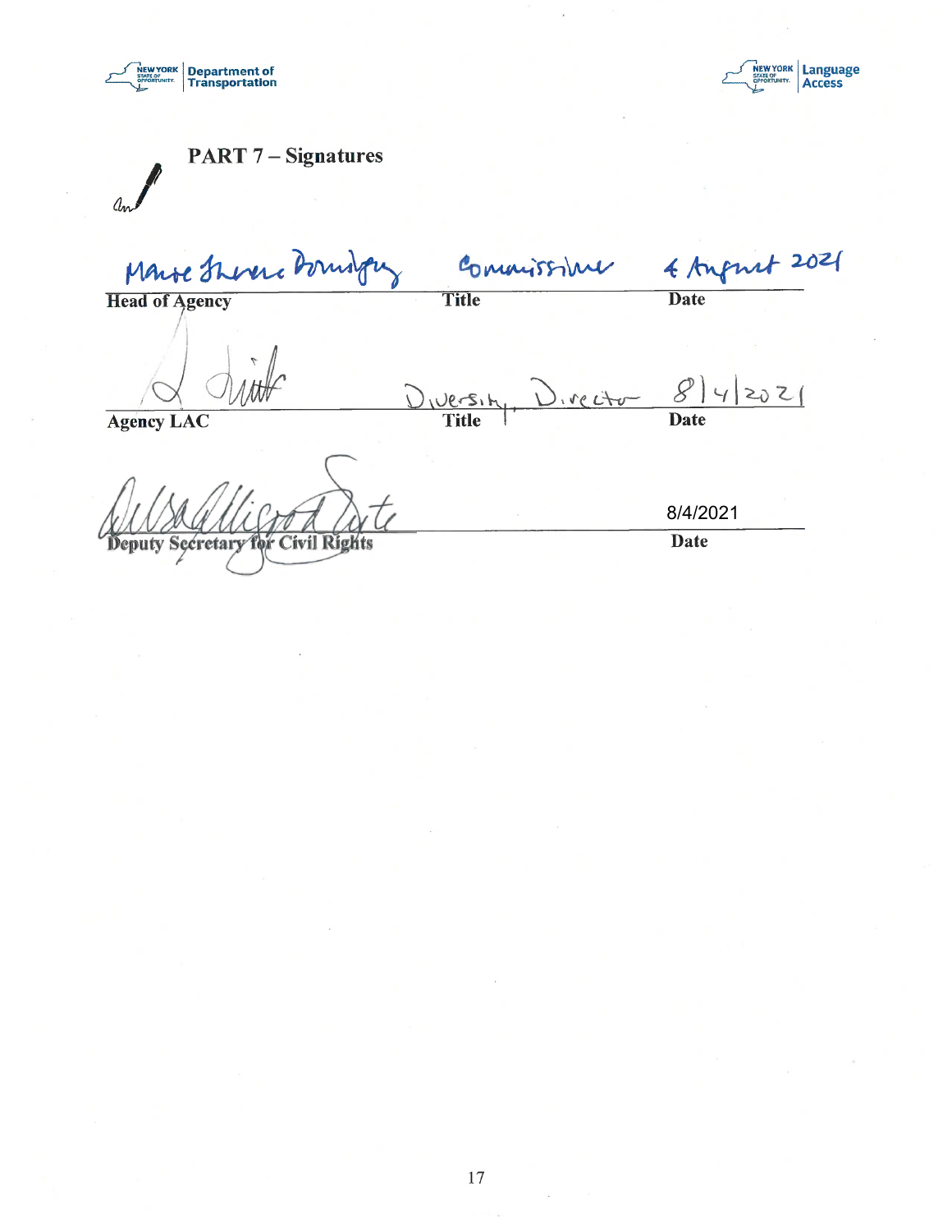## PART 7 – Signatures

| Marie Therese Dominguez | Commissioner | 4 August 2021 |
|---|---|---|
| **Head of Agency** | **Title** | **Date** |
| | Diversity Director | 8/4/2021 |
| **Agency LAC** | **Title** | **Date** |
| | | 8/4/2021 |
| **Deputy Secretary for Civil Rights** | | **Date** |